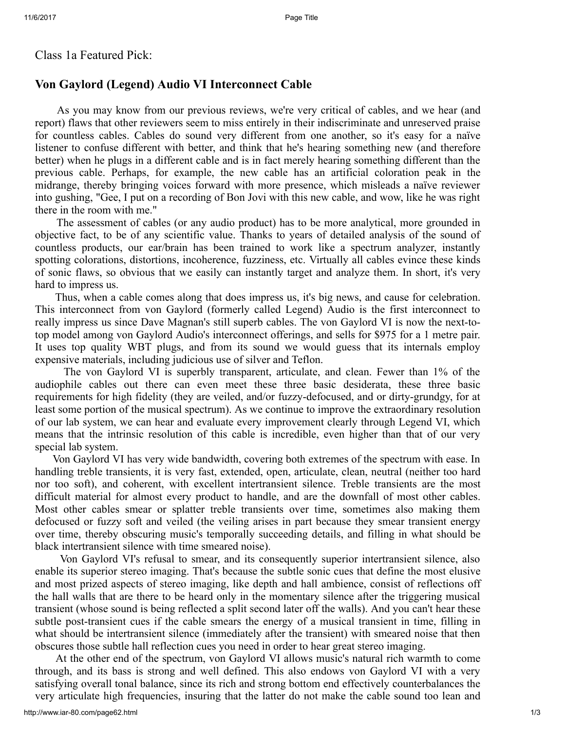Class 1a Featured Pick:

## Von Gaylord (Legend) Audio VI Interconnect Cable

As you may know from our previous reviews, we're very critical of cables, and we hear (and report) flaws that other reviewers seem to miss entirely in their indiscriminate and unreserved praise for countless cables. Cables do sound very different from one another, so it's easy for a naïve listener to confuse different with better, and think that he's hearing something new (and therefore better) when he plugs in a different cable and is in fact merely hearing something different than the previous cable. Perhaps, for example, the new cable has an artificial coloration peak in the midrange, thereby bringing voices forward with more presence, which misleads a naïve reviewer into gushing, "Gee, I put on a recording of Bon Jovi with this new cable, and wow, like he was right there in the room with me."

The assessment of cables (or any audio product) has to be more analytical, more grounded in objective fact, to be of any scientific value. Thanks to years of detailed analysis of the sound of countless products, our ear/brain has been trained to work like a spectrum analyzer, instantly spotting colorations, distortions, incoherence, fuzziness, etc. Virtually all cables evince these kinds of sonic flaws, so obvious that we easily can instantly target and analyze them. In short, it's very hard to impress us.

Thus, when a cable comes along that does impress us, it's big news, and cause for celebration. This interconnect from von Gaylord (formerly called Legend) Audio is the first interconnect to really impress us since Dave Magnan's still superb cables. The von Gaylord VI is now the next-to-top model among von Gaylord Audio's interconnect offerings, and sells for $975 for a 1 metre pair. It uses top quality WBT plugs, and from its sound we would guess that its internals employ expensive materials, including judicious use of silver and Teflon.

The von Gaylord VI is superbly transparent, articulate, and clean. Fewer than 1% of the audiophile cables out there can even meet these three basic desiderata, these three basic requirements for high fidelity (they are veiled, and/or fuzzy-defocused, and or dirty-grundgy, for at least some portion of the musical spectrum). As we continue to improve the extraordinary resolution of our lab system, we can hear and evaluate every improvement clearly through Legend VI, which means that the intrinsic resolution of this cable is incredible, even higher than that of our very special lab system.

Von Gaylord VI has very wide bandwidth, covering both extremes of the spectrum with ease. In handling treble transients, it is very fast, extended, open, articulate, clean, neutral (neither too hard nor too soft), and coherent, with excellent intertransient silence. Treble transients are the most difficult material for almost every product to handle, and are the downfall of most other cables. Most other cables smear or splatter treble transients over time, sometimes also making them defocused or fuzzy soft and veiled (the veiling arises in part because they smear transient energy over time, thereby obscuring music's temporally succeeding details, and filling in what should be black intertransient silence with time smeared noise).

Von Gaylord VI's refusal to smear, and its consequently superior intertransient silence, also enable its superior stereo imaging. That's because the subtle sonic cues that define the most elusive and most prized aspects of stereo imaging, like depth and hall ambience, consist of reflections off the hall walls that are there to be heard only in the momentary silence after the triggering musical transient (whose sound is being reflected a split second later off the walls). And you can't hear these subtle post-transient cues if the cable smears the energy of a musical transient in time, filling in what should be intertransient silence (immediately after the transient) with smeared noise that then obscures those subtle hall reflection cues you need in order to hear great stereo imaging.

At the other end of the spectrum, von Gaylord VI allows music's natural rich warmth to come through, and its bass is strong and well defined. This also endows von Gaylord VI with a very satisfying overall tonal balance, since its rich and strong bottom end effectively counterbalances the very articulate high frequencies, insuring that the latter do not make the cable sound too lean and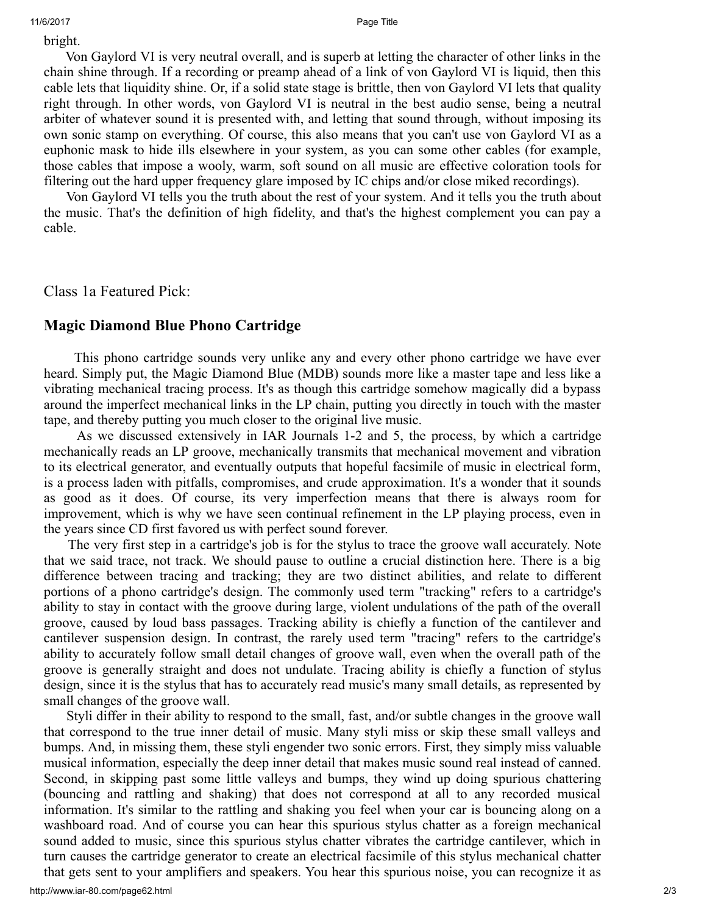bright.

Von Gaylord VI is very neutral overall, and is superb at letting the character of other links in the chain shine through. If a recording or preamp ahead of a link of von Gaylord VI is liquid, then this cable lets that liquidity shine. Or, if a solid state stage is brittle, then von Gaylord VI lets that quality right through. In other words, von Gaylord VI is neutral in the best audio sense, being a neutral arbiter of whatever sound it is presented with, and letting that sound through, without imposing its own sonic stamp on everything. Of course, this also means that you can't use von Gaylord VI as a euphonic mask to hide ills elsewhere in your system, as you can some other cables (for example, those cables that impose a wooly, warm, soft sound on all music are effective coloration tools for filtering out the hard upper frequency glare imposed by IC chips and/or close miked recordings).

Von Gaylord VI tells you the truth about the rest of your system. And it tells you the truth about the music. That's the definition of high fidelity, and that's the highest complement you can pay a cable.

Class 1a Featured Pick:

## Magic Diamond Blue Phono Cartridge

This phono cartridge sounds very unlike any and every other phono cartridge we have ever heard. Simply put, the Magic Diamond Blue (MDB) sounds more like a master tape and less like a vibrating mechanical tracing process. It's as though this cartridge somehow magically did a bypass around the imperfect mechanical links in the LP chain, putting you directly in touch with the master tape, and thereby putting you much closer to the original live music.

As we discussed extensively in IAR Journals 1-2 and 5, the process, by which a cartridge mechanically reads an LP groove, mechanically transmits that mechanical movement and vibration to its electrical generator, and eventually outputs that hopeful facsimile of music in electrical form, is a process laden with pitfalls, compromises, and crude approximation. It's a wonder that it sounds as good as it does. Of course, its very imperfection means that there is always room for improvement, which is why we have seen continual refinement in the LP playing process, even in the years since CD first favored us with perfect sound forever.

The very first step in a cartridge's job is for the stylus to trace the groove wall accurately. Note that we said trace, not track. We should pause to outline a crucial distinction here. There is a big difference between tracing and tracking; they are two distinct abilities, and relate to different portions of a phono cartridge's design. The commonly used term "tracking" refers to a cartridge's ability to stay in contact with the groove during large, violent undulations of the path of the overall groove, caused by loud bass passages. Tracking ability is chiefly a function of the cantilever and cantilever suspension design. In contrast, the rarely used term "tracing" refers to the cartridge's ability to accurately follow small detail changes of groove wall, even when the overall path of the groove is generally straight and does not undulate. Tracing ability is chiefly a function of stylus design, since it is the stylus that has to accurately read music's many small details, as represented by small changes of the groove wall.

Styli differ in their ability to respond to the small, fast, and/or subtle changes in the groove wall that correspond to the true inner detail of music. Many styli miss or skip these small valleys and bumps. And, in missing them, these styli engender two sonic errors. First, they simply miss valuable musical information, especially the deep inner detail that makes music sound real instead of canned. Second, in skipping past some little valleys and bumps, they wind up doing spurious chattering (bouncing and rattling and shaking) that does not correspond at all to any recorded musical information. It's similar to the rattling and shaking you feel when your car is bouncing along on a washboard road. And of course you can hear this spurious stylus chatter as a foreign mechanical sound added to music, since this spurious stylus chatter vibrates the cartridge cantilever, which in turn causes the cartridge generator to create an electrical facsimile of this stylus mechanical chatter that gets sent to your amplifiers and speakers. You hear this spurious noise, you can recognize it as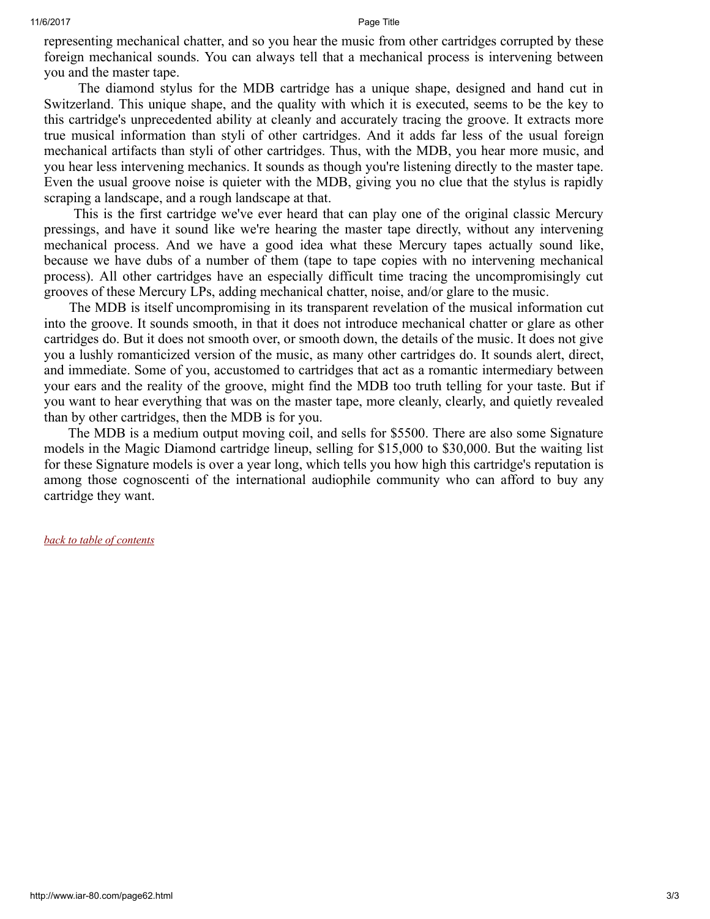representing mechanical chatter, and so you hear the music from other cartridges corrupted by these foreign mechanical sounds. You can always tell that a mechanical process is intervening between you and the master tape.

The diamond stylus for the MDB cartridge has a unique shape, designed and hand cut in Switzerland. This unique shape, and the quality with which it is executed, seems to be the key to this cartridge's unprecedented ability at cleanly and accurately tracing the groove. It extracts more true musical information than styli of other cartridges. And it adds far less of the usual foreign mechanical artifacts than styli of other cartridges. Thus, with the MDB, you hear more music, and you hear less intervening mechanics. It sounds as though you're listening directly to the master tape. Even the usual groove noise is quieter with the MDB, giving you no clue that the stylus is rapidly scraping a landscape, and a rough landscape at that.

This is the first cartridge we've ever heard that can play one of the original classic Mercury pressings, and have it sound like we're hearing the master tape directly, without any intervening mechanical process. And we have a good idea what these Mercury tapes actually sound like, because we have dubs of a number of them (tape to tape copies with no intervening mechanical process). All other cartridges have an especially difficult time tracing the uncompromisingly cut grooves of these Mercury LPs, adding mechanical chatter, noise, and/or glare to the music.

The MDB is itself uncompromising in its transparent revelation of the musical information cut into the groove. It sounds smooth, in that it does not introduce mechanical chatter or glare as other cartridges do. But it does not smooth over, or smooth down, the details of the music. It does not give you a lushly romanticized version of the music, as many other cartridges do. It sounds alert, direct, and immediate. Some of you, accustomed to cartridges that act as a romantic intermediary between your ears and the reality of the groove, might find the MDB too truth telling for your taste. But if you want to hear everything that was on the master tape, more cleanly, clearly, and quietly revealed than by other cartridges, then the MDB is for you.

The MDB is a medium output moving coil, and sells for $5500. There are also some Signature models in the Magic Diamond cartridge lineup, selling for $15,000 to $30,000. But the waiting list for these Signature models is over a year long, which tells you how high this cartridge's reputation is among those cognoscenti of the international audiophile community who can afford to buy any cartridge they want.

*back to table of contents*